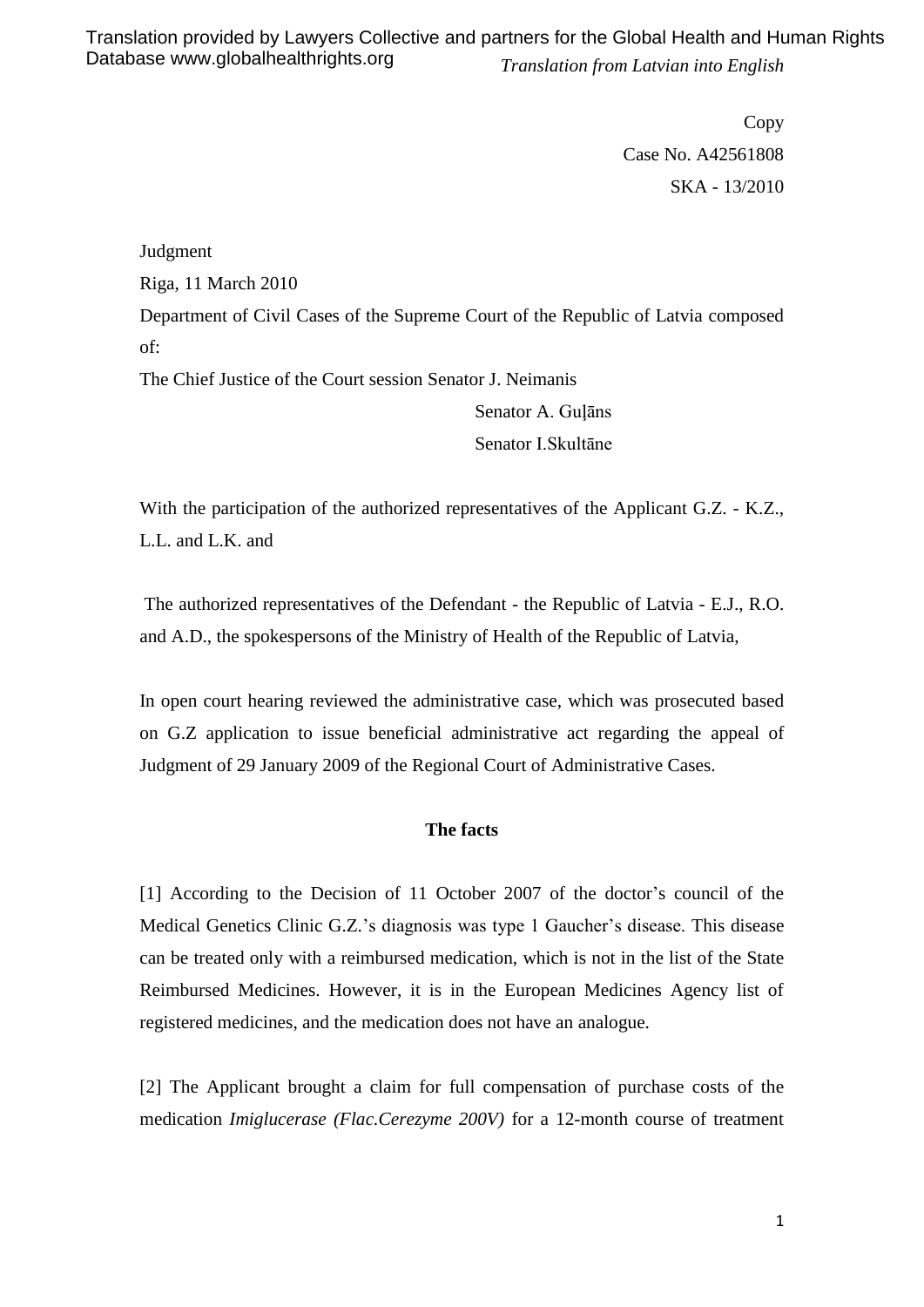Translation provided by Lawyers Collective and partners for the Global Health and Human Rights Database www.globalhealthrights.org

*Translation from Latvian into English*

Copy

Case No. A42561808

SKA - 13/2010

Judgment

Riga, 11 March 2010

Department of Civil Cases of the Supreme Court of the Republic of Latvia composed of:

The Chief Justice of the Court session Senator J. Neimanis

Senator A. Guļāns

Senator I.Skultāne

With the participation of the authorized representatives of the Applicant G.Z. - K.Z., L.L. and L.K. and

The authorized representatives of the Defendant - the Republic of Latvia - E.J., R.O. and A.D., the spokespersons of the Ministry of Health of the Republic of Latvia,

In open court hearing reviewed the administrative case, which was prosecuted based on G.Z application to issue beneficial administrative act regarding the appeal of Judgment of 29 January 2009 of the Regional Court of Administrative Cases.

**The facts**

[1] According to the Decision of 11 October 2007 of the doctor's council of the Medical Genetics Clinic G.Z.'s diagnosis was type 1 Gaucher's disease. This disease can be treated only with a reimbursed medication, which is not in the list of the State Reimbursed Medicines. However, it is in the European Medicines Agency list of registered medicines, and the medication does not have an analogue.

[2] The Applicant brought a claim for full compensation of purchase costs of the medication *Imiglucerase (Flac.Cerezyme 200V)* for a 12-month course of treatment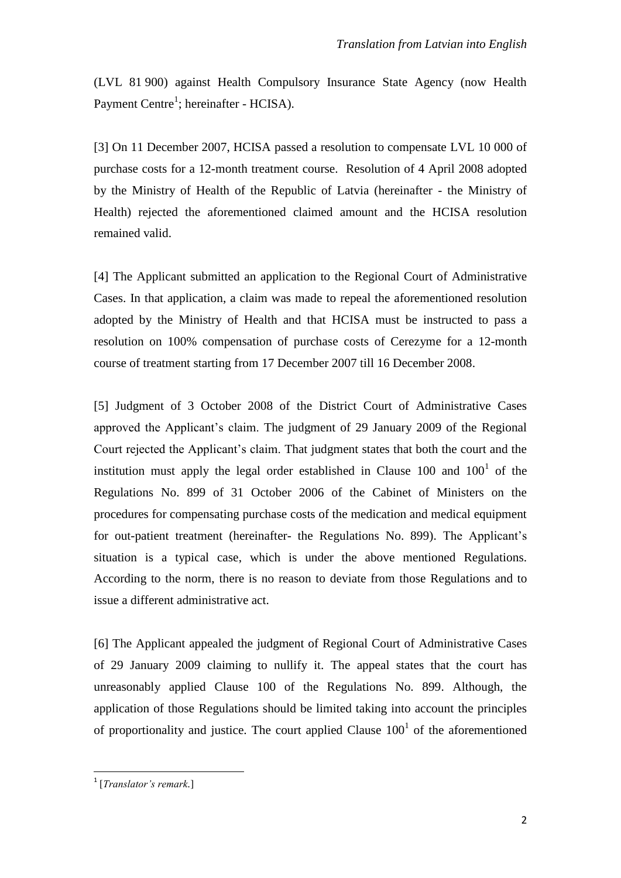(LVL 81 900) against Health Compulsory Insurance State Agency (now Health Payment Centre[1]; hereinafter - HCISA).

[3] On 11 December 2007, HCISA passed a resolution to compensate LVL 10 000 of purchase costs for a 12-month treatment course. Resolution of 4 April 2008 adopted by the Ministry of Health of the Republic of Latvia (hereinafter - the Ministry of Health) rejected the aforementioned claimed amount and the HCISA resolution remained valid.

[4] The Applicant submitted an application to the Regional Court of Administrative Cases. In that application, a claim was made to repeal the aforementioned resolution adopted by the Ministry of Health and that HCISA must be instructed to pass a resolution on 100% compensation of purchase costs of Cerezyme for a 12-month course of treatment starting from 17 December 2007 till 16 December 2008.

[5] Judgment of 3 October 2008 of the District Court of Administrative Cases approved the Applicant's claim. The judgment of 29 January 2009 of the Regional Court rejected the Applicant's claim. That judgment states that both the court and the institution must apply the legal order established in Clause 100 and $100^1$ of the Regulations No. 899 of 31 October 2006 of the Cabinet of Ministers on the procedures for compensating purchase costs of the medication and medical equipment for out-patient treatment (hereinafter- the Regulations No. 899). The Applicant's situation is a typical case, which is under the above mentioned Regulations. According to the norm, there is no reason to deviate from those Regulations and to issue a different administrative act.

[6] The Applicant appealed the judgment of Regional Court of Administrative Cases of 29 January 2009 claiming to nullify it. The appeal states that the court has unreasonably applied Clause 100 of the Regulations No. 899. Although, the application of those Regulations should be limited taking into account the principles of proportionality and justice. The court applied Clause $100^1$ of the aforementioned

[1] [*Translator's remark.*]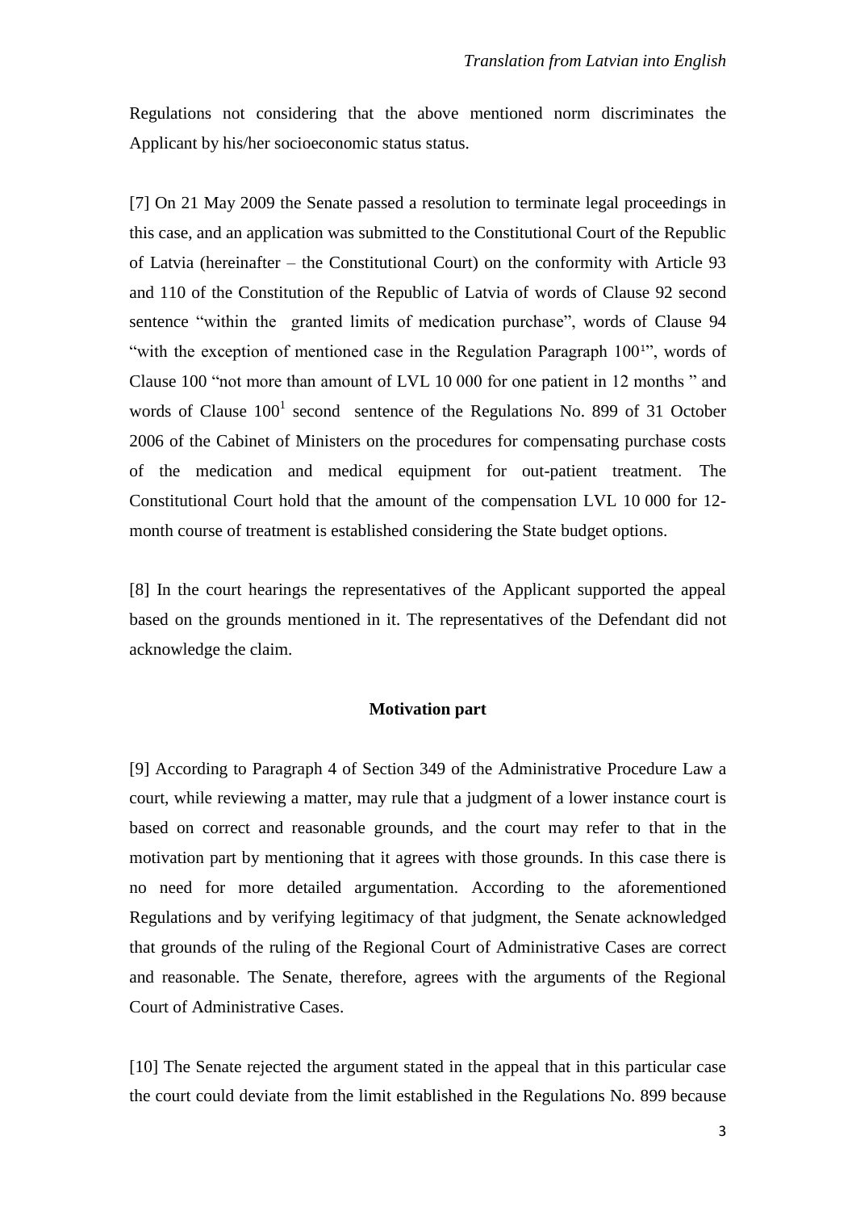Regulations not considering that the above mentioned norm discriminates the Applicant by his/her socioeconomic status status.

[7] On 21 May 2009 the Senate passed a resolution to terminate legal proceedings in this case, and an application was submitted to the Constitutional Court of the Republic of Latvia (hereinafter – the Constitutional Court) on the conformity with Article 93 and 110 of the Constitution of the Republic of Latvia of words of Clause 92 second sentence “within the granted limits of medication purchase”, words of Clause 94 “with the exception of mentioned case in the Regulation Paragraph $100^1$”, words of Clause 100 “not more than amount of LVL 10 000 for one patient in 12 months ” and words of Clause $100^1$ second sentence of the Regulations No. 899 of 31 October 2006 of the Cabinet of Ministers on the procedures for compensating purchase costs of the medication and medical equipment for out-patient treatment. The Constitutional Court hold that the amount of the compensation LVL 10 000 for 12-month course of treatment is established considering the State budget options.

[8] In the court hearings the representatives of the Applicant supported the appeal based on the grounds mentioned in it. The representatives of the Defendant did not acknowledge the claim.

**Motivation part**

[9] According to Paragraph 4 of Section 349 of the Administrative Procedure Law a court, while reviewing a matter, may rule that a judgment of a lower instance court is based on correct and reasonable grounds, and the court may refer to that in the motivation part by mentioning that it agrees with those grounds. In this case there is no need for more detailed argumentation. According to the aforementioned Regulations and by verifying legitimacy of that judgment, the Senate acknowledged that grounds of the ruling of the Regional Court of Administrative Cases are correct and reasonable. The Senate, therefore, agrees with the arguments of the Regional Court of Administrative Cases.

[10] The Senate rejected the argument stated in the appeal that in this particular case the court could deviate from the limit established in the Regulations No. 899 because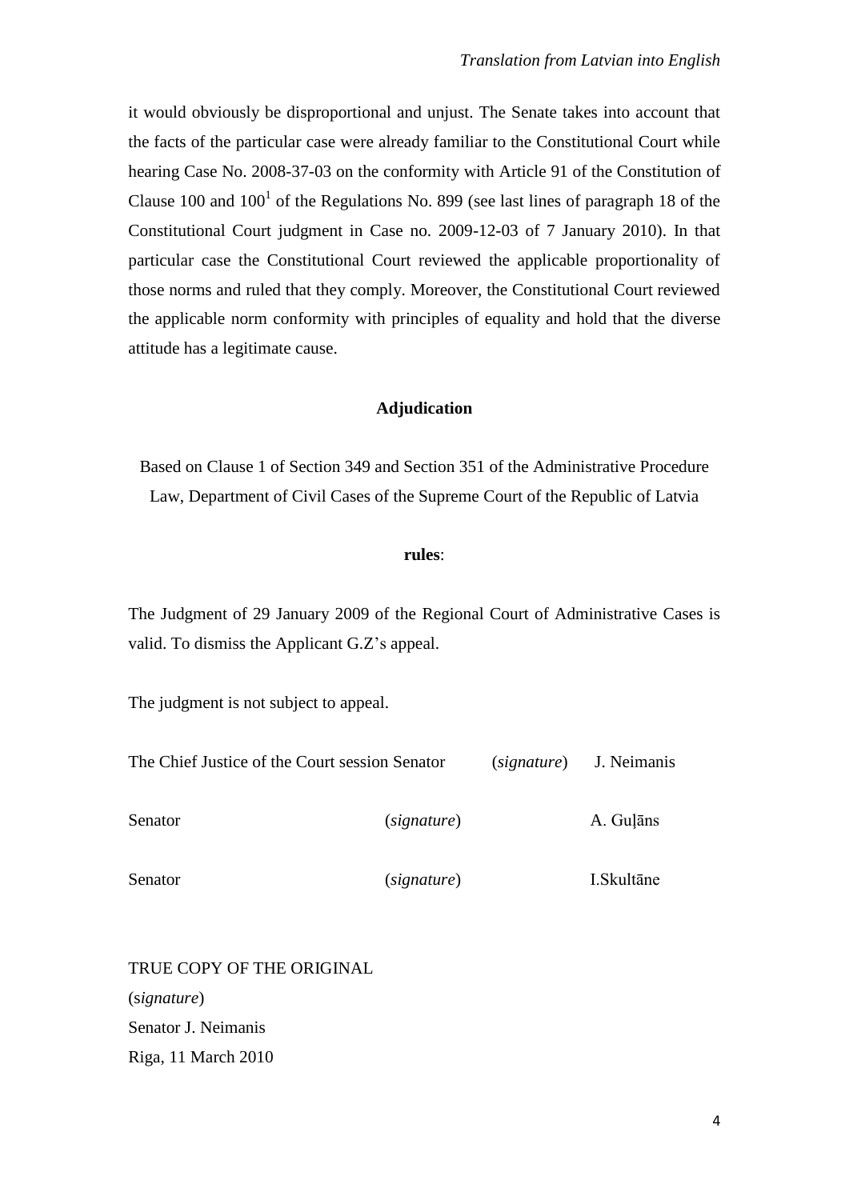it would obviously be disproportional and unjust. The Senate takes into account that the facts of the particular case were already familiar to the Constitutional Court while hearing Case No. 2008-37-03 on the conformity with Article 91 of the Constitution of Clause 100 and $100^1$ of the Regulations No. 899 (see last lines of paragraph 18 of the Constitutional Court judgment in Case no. 2009-12-03 of 7 January 2010). In that particular case the Constitutional Court reviewed the applicable proportionality of those norms and ruled that they comply. Moreover, the Constitutional Court reviewed the applicable norm conformity with principles of equality and hold that the diverse attitude has a legitimate cause.

**Adjudication**

Based on Clause 1 of Section 349 and Section 351 of the Administrative Procedure Law, Department of Civil Cases of the Supreme Court of the Republic of Latvia

**rules**:

The Judgment of 29 January 2009 of the Regional Court of Administrative Cases is valid. To dismiss the Applicant G.Z's appeal.

The judgment is not subject to appeal.

The Chief Justice of the Court session Senator (*signature*) J. Neimanis

Senator (*signature*) A. Guļāns

Senator (*signature*) I.Skultāne

TRUE COPY OF THE ORIGINAL
(*signature*)
Senator J. Neimanis
Riga, 11 March 2010